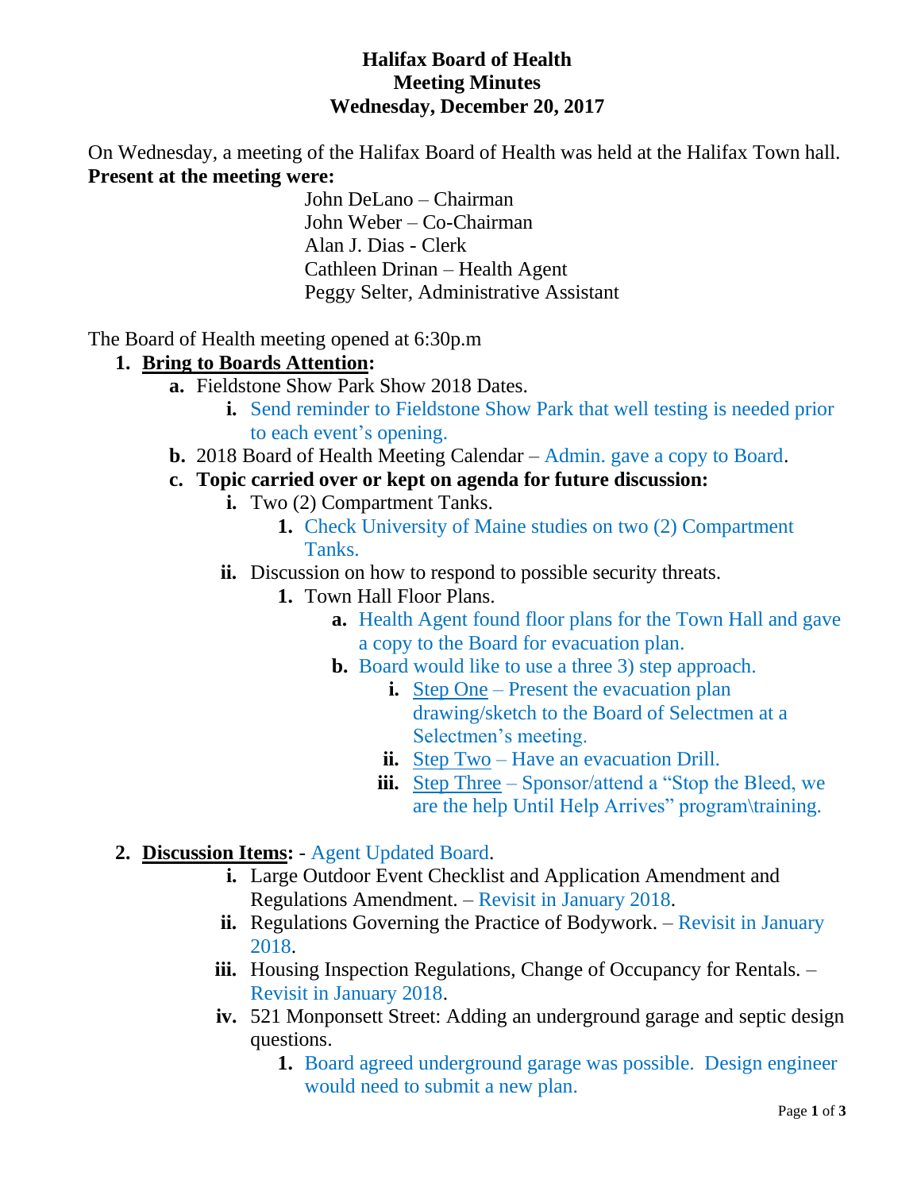# Halifax Board of Health
## Meeting Minutes
## Wednesday, December 20, 2017

On Wednesday, a meeting of the Halifax Board of Health was held at the Halifax Town hall.
**Present at the meeting were:**

John DeLano – Chairman
John Weber – Co-Chairman
Alan J. Dias - Clerk
Cathleen Drinan – Health Agent
Peggy Selter, Administrative Assistant

The Board of Health meeting opened at 6:30p.m

1. **Bring to Boards Attention:**
   a. Fieldstone Show Park Show 2018 Dates.
      i. Send reminder to Fieldstone Show Park that well testing is needed prior to each event's opening.
   b. 2018 Board of Health Meeting Calendar – Admin. gave a copy to Board.
   c. **Topic carried over or kept on agenda for future discussion:**
      i. Two (2) Compartment Tanks.
         1. Check University of Maine studies on two (2) Compartment Tanks.
      ii. Discussion on how to respond to possible security threats.
         1. Town Hall Floor Plans.
            a. Health Agent found floor plans for the Town Hall and gave a copy to the Board for evacuation plan.
            b. Board would like to use a three 3) step approach.
               i. Step One – Present the evacuation plan drawing/sketch to the Board of Selectmen at a Selectmen's meeting.
               ii. Step Two – Have an evacuation Drill.
               iii. Step Three – Sponsor/attend a "Stop the Bleed, we are the help Until Help Arrives" program\training.

2. **Discussion Items:** - Agent Updated Board.
   i. Large Outdoor Event Checklist and Application Amendment and Regulations Amendment. – Revisit in January 2018.
   ii. Regulations Governing the Practice of Bodywork. – Revisit in January 2018.
   iii. Housing Inspection Regulations, Change of Occupancy for Rentals. – Revisit in January 2018.
   iv. 521 Monponsett Street: Adding an underground garage and septic design questions.
      1. Board agreed underground garage was possible. Design engineer would need to submit a new plan.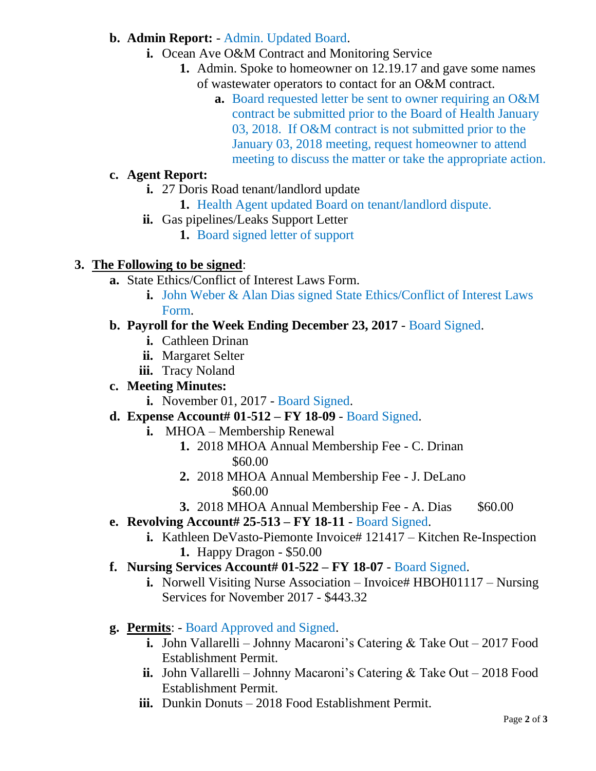b. **Admin Report:** - Admin. Updated Board.
   - i. Ocean Ave O&M Contract and Monitoring Service
     1. Admin. Spoke to homeowner on 12.19.17 and gave some names of wastewater operators to contact for an O&M contract.
        - a. Board requested letter be sent to owner requiring an O&M contract be submitted prior to the Board of Health January 03, 2018. If O&M contract is not submitted prior to the January 03, 2018 meeting, request homeowner to attend meeting to discuss the matter or take the appropriate action.

c. **Agent Report:**
   - i. 27 Doris Road tenant/landlord update
     1. Health Agent updated Board on tenant/landlord dispute.
   - ii. Gas pipelines/Leaks Support Letter
     1. Board signed letter of support

3. **<u>The Following to be signed</u>**:
   - a. State Ethics/Conflict of Interest Laws Form.
     - i. John Weber & Alan Dias signed State Ethics/Conflict of Interest Laws Form.
   - b. **Payroll for the Week Ending December 23, 2017** - Board Signed.
     - i. Cathleen Drinan
     - ii. Margaret Selter
     - iii. Tracy Noland
   - c. **Meeting Minutes:**
     - i. November 01, 2017 - Board Signed.
   - d. **Expense Account# 01-512 – FY 18-09** - Board Signed.
     - i. MHOA – Membership Renewal
       1. 2018 MHOA Annual Membership Fee - C. Drinan $60.00
       2. 2018 MHOA Annual Membership Fee - J. DeLano $60.00
       3. 2018 MHOA Annual Membership Fee - A. Dias $60.00
   - e. **Revolving Account# 25-513 – FY 18-11** - Board Signed.
     - i. Kathleen DeVasto-Piemonte Invoice# 121417 – Kitchen Re-Inspection
       1. Happy Dragon - $50.00
   - f. **Nursing Services Account# 01-522 – FY 18-07** - Board Signed.
     - i. Norwell Visiting Nurse Association – Invoice# HBOH01117 – Nursing Services for November 2017 - $443.32
   - g. **<u>Permits</u>**: - Board Approved and Signed.
     - i. John Vallarelli – Johnny Macaroni's Catering & Take Out – 2017 Food Establishment Permit.
     - ii. John Vallarelli – Johnny Macaroni's Catering & Take Out – 2018 Food Establishment Permit.
     - iii. Dunkin Donuts – 2018 Food Establishment Permit.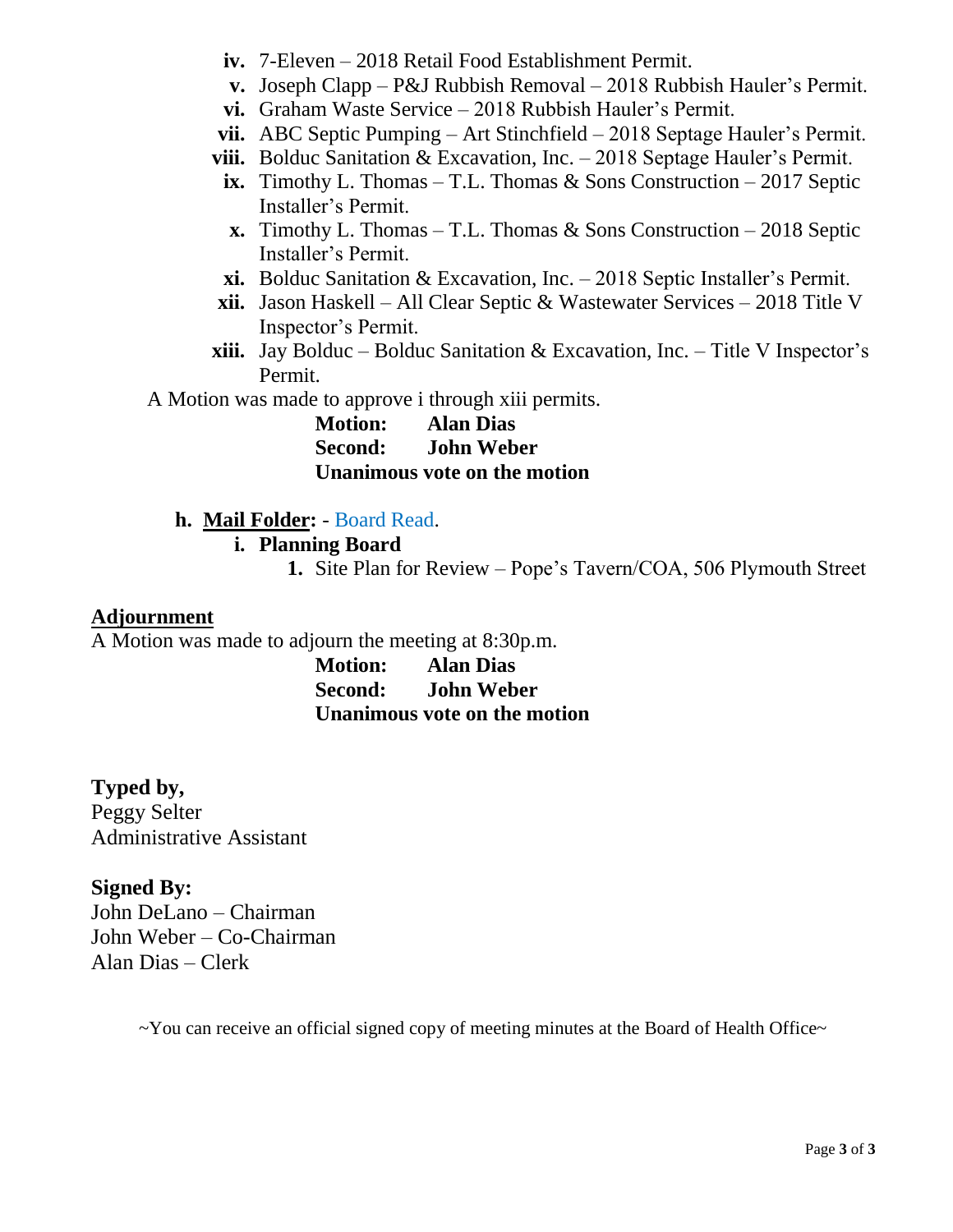iv. 7-Eleven – 2018 Retail Food Establishment Permit.
v. Joseph Clapp – P&J Rubbish Removal – 2018 Rubbish Hauler's Permit.
vi. Graham Waste Service – 2018 Rubbish Hauler's Permit.
vii. ABC Septic Pumping – Art Stinchfield – 2018 Septage Hauler's Permit.
viii. Bolduc Sanitation & Excavation, Inc. – 2018 Septage Hauler's Permit.
ix. Timothy L. Thomas – T.L. Thomas & Sons Construction – 2017 Septic Installer's Permit.
x. Timothy L. Thomas – T.L. Thomas & Sons Construction – 2018 Septic Installer's Permit.
xi. Bolduc Sanitation & Excavation, Inc. – 2018 Septic Installer's Permit.
xii. Jason Haskell – All Clear Septic & Wastewater Services – 2018 Title V Inspector's Permit.
xiii. Jay Bolduc – Bolduc Sanitation & Excavation, Inc. – Title V Inspector's Permit.

A Motion was made to approve i through xiii permits.

**Motion: Alan Dias**
**Second: John Weber**
**Unanimous vote on the motion**

**h. Mail Folder:** - Board Read.

**i. Planning Board**

1. Site Plan for Review – Pope's Tavern/COA, 506 Plymouth Street

## Adjournment

A Motion was made to adjourn the meeting at 8:30p.m.

**Motion: Alan Dias**
**Second: John Weber**
**Unanimous vote on the motion**

**Typed by,**
Peggy Selter
Administrative Assistant

**Signed By:**
John DeLano – Chairman
John Weber – Co-Chairman
Alan Dias – Clerk

~You can receive an official signed copy of meeting minutes at the Board of Health Office~